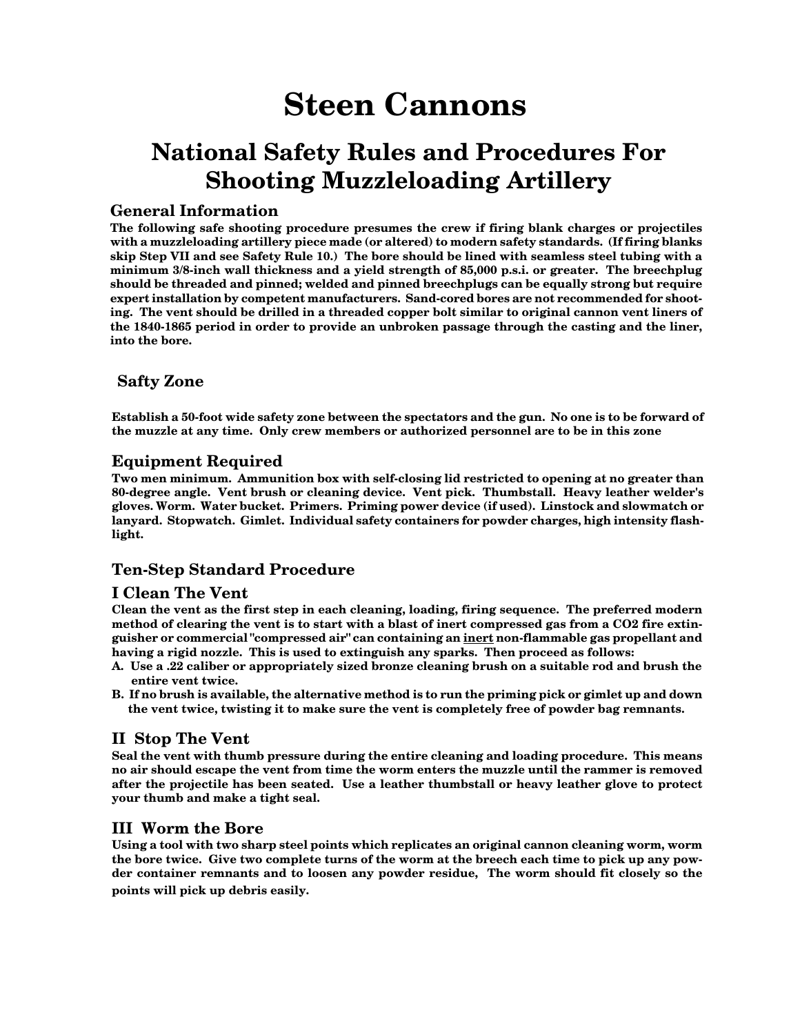# Steen Cannons

## National Safety Rules and Procedures For Shooting Muzzleloading Artillery

### General Information

**The following safe shooting procedure presumes the crew if firing blank charges or projectiles with a muzzleloading artillery piece made (or altered) to modern safety standards. (If firing blanks skip Step VII and see Safety Rule 10.) The bore should be lined with seamless steel tubing with a minimum 3/8-inch wall thickness and a yield strength of 85,000 p.s.i. or greater. The breechplug should be threaded and pinned; welded and pinned breechplugs can be equally strong but require expert installation by competent manufacturers. Sand-cored bores are not recommended for shooting. The vent should be drilled in a threaded copper bolt similar to original cannon vent liners of the 1840-1865 period in order to provide an unbroken passage through the casting and the liner, into the bore.**

### Safty Zone

**Establish a 50-foot wide safety zone between the spectators and the gun. No one is to be forward of the muzzle at any time. Only crew members or authorized personnel are to be in this zone**

### Equipment Required

**Two men minimum. Ammunition box with self-closing lid restricted to opening at no greater than 80-degree angle. Vent brush or cleaning device. Vent pick. Thumbstall. Heavy leather welder's gloves. Worm. Water bucket. Primers. Priming power device (if used). Linstock and slowmatch or lanyard. Stopwatch. Gimlet. Individual safety containers for powder charges, high intensity flashlight.**

### Ten-Step Standard Procedure

### I Clean The Vent

**Clean the vent as the first step in each cleaning, loading, firing sequence. The preferred modern method of clearing the vent is to start with a blast of inert compressed gas from a CO2 fire extinguisher or commercial "compressed air" can containing an <u>inert</u> non-flammable gas propellant and having a rigid nozzle. This is used to extinguish any sparks. Then proceed as follows:**

**A. Use a .22 caliber or appropriately sized bronze cleaning brush on a suitable rod and brush the entire vent twice.**

**B. If no brush is available, the alternative method is to run the priming pick or gimlet up and down the vent twice, twisting it to make sure the vent is completely free of powder bag remnants.**

### II Stop The Vent

**Seal the vent with thumb pressure during the entire cleaning and loading procedure. This means no air should escape the vent from time the worm enters the muzzle until the rammer is removed after the projectile has been seated. Use a leather thumbstall or heavy leather glove to protect your thumb and make a tight seal.**

### III Worm the Bore

**Using a tool with two sharp steel points which replicates an original cannon cleaning worm, worm the bore twice. Give two complete turns of the worm at the breech each time to pick up any powder container remnants and to loosen any powder residue, The worm should fit closely so the points will pick up debris easily.**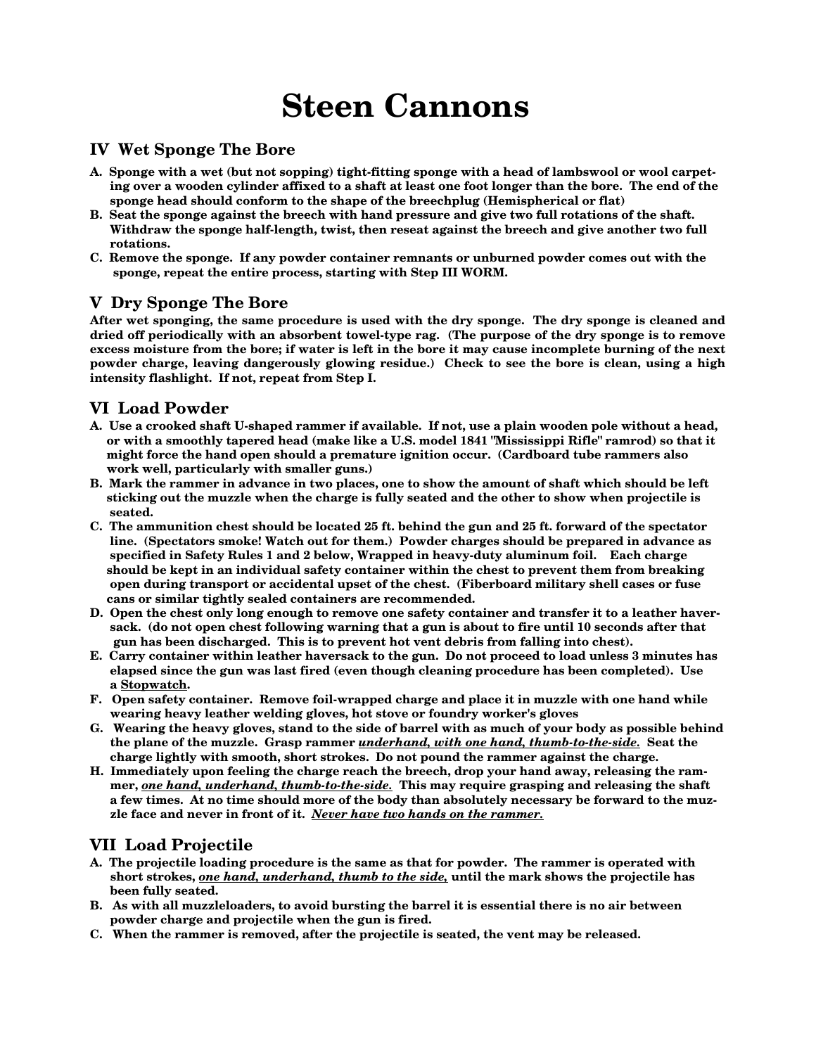# Steen Cannons

## IV Wet Sponge The Bore

A. Sponge with a wet (but not sopping) tight-fitting sponge with a head of lambswool or wool carpeting over a wooden cylinder affixed to a shaft at least one foot longer than the bore. The end of the sponge head should conform to the shape of the breechplug (Hemispherical or flat)

B. Seat the sponge against the breech with hand pressure and give two full rotations of the shaft. Withdraw the sponge half-length, twist, then reseat against the breech and give another two full rotations.

C. Remove the sponge. If any powder container remnants or unburned powder comes out with the sponge, repeat the entire process, starting with Step III WORM.

## V Dry Sponge The Bore

After wet sponging, the same procedure is used with the dry sponge. The dry sponge is cleaned and dried off periodically with an absorbent towel-type rag. (The purpose of the dry sponge is to remove excess moisture from the bore; if water is left in the bore it may cause incomplete burning of the next powder charge, leaving dangerously glowing residue.) Check to see the bore is clean, using a high intensity flashlight. If not, repeat from Step I.

## VI Load Powder

A. Use a crooked shaft U-shaped rammer if available. If not, use a plain wooden pole without a head, or with a smoothly tapered head (make like a U.S. model 1841 "Mississippi Rifle" ramrod) so that it might force the hand open should a premature ignition occur. (Cardboard tube rammers also work well, particularly with smaller guns.)

B. Mark the rammer in advance in two places, one to show the amount of shaft which should be left sticking out the muzzle when the charge is fully seated and the other to show when projectile is seated.

C. The ammunition chest should be located 25 ft. behind the gun and 25 ft. forward of the spectator line. (Spectators smoke! Watch out for them.) Powder charges should be prepared in advance as specified in Safety Rules 1 and 2 below, Wrapped in heavy-duty aluminum foil. Each charge should be kept in an individual safety container within the chest to prevent them from breaking open during transport or accidental upset of the chest. (Fiberboard military shell cases or fuse cans or similar tightly sealed containers are recommended.

D. Open the chest only long enough to remove one safety container and transfer it to a leather haversack. (do not open chest following warning that a gun is about to fire until 10 seconds after that gun has been discharged. This is to prevent hot vent debris from falling into chest).

E. Carry container within leather haversack to the gun. Do not proceed to load unless 3 minutes has elapsed since the gun was last fired (even though cleaning procedure has been completed). Use a <u>Stopwatch</u>.

F. Open safety container. Remove foil-wrapped charge and place it in muzzle with one hand while wearing heavy leather welding gloves, hot stove or foundry worker's gloves

G. Wearing the heavy gloves, stand to the side of barrel with as much of your body as possible behind the plane of the muzzle. Grasp rammer ***<u>underhand, with one hand, thumb-to-the-side.</u>*** Seat the charge lightly with smooth, short strokes. Do not pound the rammer against the charge.

H. Immediately upon feeling the charge reach the breech, drop your hand away, releasing the rammer, ***<u>one hand, underhand, thumb-to-the-side.</u>*** This may require grasping and releasing the shaft a few times. At no time should more of the body than absolutely necessary be forward to the muzzle face and never in front of it. ***<u>Never have two hands on the rammer.</u>***

## VII Load Projectile

A. The projectile loading procedure is the same as that for powder. The rammer is operated with short strokes, ***<u>one hand, underhand, thumb to the side,</u>*** until the mark shows the projectile has been fully seated.

B. As with all muzzleloaders, to avoid bursting the barrel it is essential there is no air between powder charge and projectile when the gun is fired.

C. When the rammer is removed, after the projectile is seated, the vent may be released.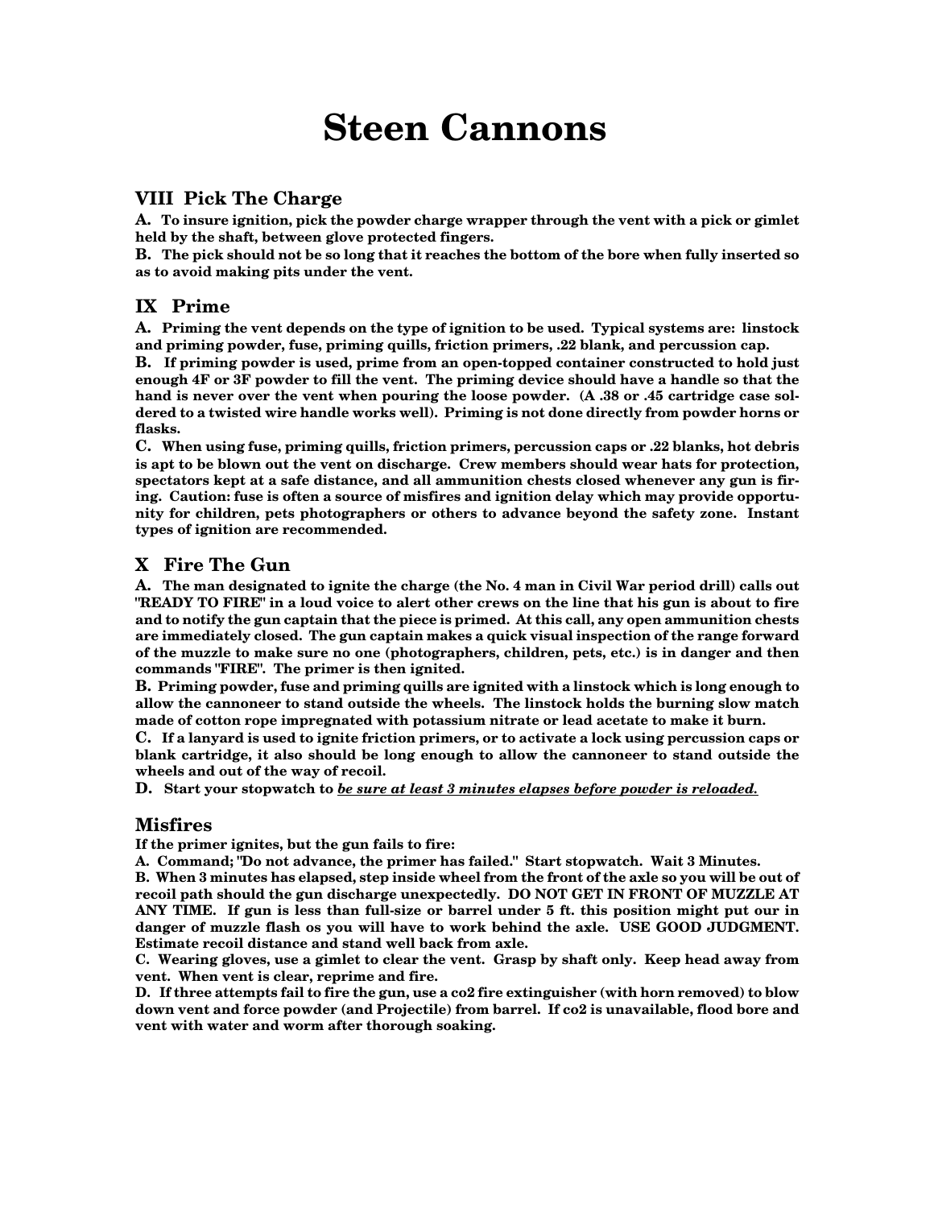# Steen Cannons

## VIII Pick The Charge

**A. To insure ignition, pick the powder charge wrapper through the vent with a pick or gimlet held by the shaft, between glove protected fingers.**

**B. The pick should not be so long that it reaches the bottom of the bore when fully inserted so as to avoid making pits under the vent.**

## IX Prime

**A. Priming the vent depends on the type of ignition to be used. Typical systems are: linstock and priming powder, fuse, priming quills, friction primers, .22 blank, and percussion cap.**

**B. If priming powder is used, prime from an open-topped container constructed to hold just enough 4F or 3F powder to fill the vent. The priming device should have a handle so that the hand is never over the vent when pouring the loose powder. (A .38 or .45 cartridge case soldered to a twisted wire handle works well). Priming is not done directly from powder horns or flasks.**

**C. When using fuse, priming quills, friction primers, percussion caps or .22 blanks, hot debris is apt to be blown out the vent on discharge. Crew members should wear hats for protection, spectators kept at a safe distance, and all ammunition chests closed whenever any gun is firing. Caution: fuse is often a source of misfires and ignition delay which may provide opportunity for children, pets photographers or others to advance beyond the safety zone. Instant types of ignition are recommended.**

## X Fire The Gun

**A. The man designated to ignite the charge (the No. 4 man in Civil War period drill) calls out "READY TO FIRE" in a loud voice to alert other crews on the line that his gun is about to fire and to notify the gun captain that the piece is primed. At this call, any open ammunition chests are immediately closed. The gun captain makes a quick visual inspection of the range forward of the muzzle to make sure no one (photographers, children, pets, etc.) is in danger and then commands "FIRE". The primer is then ignited.**

**B. Priming powder, fuse and priming quills are ignited with a linstock which is long enough to allow the cannoneer to stand outside the wheels. The linstock holds the burning slow match made of cotton rope impregnated with potassium nitrate or lead acetate to make it burn.**

**C. If a lanyard is used to ignite friction primers, or to activate a lock using percussion caps or blank cartridge, it also should be long enough to allow the cannoneer to stand outside the wheels and out of the way of recoil.**

**D. Start your stopwatch to _be sure at least 3 minutes elapses before powder is reloaded._**

## Misfires

**If the primer ignites, but the gun fails to fire:**

**A. Command; "Do not advance, the primer has failed." Start stopwatch. Wait 3 Minutes.**

**B. When 3 minutes has elapsed, step inside wheel from the front of the axle so you will be out of recoil path should the gun discharge unexpectedly. DO NOT GET IN FRONT OF MUZZLE AT ANY TIME. If gun is less than full-size or barrel under 5 ft. this position might put our in danger of muzzle flash os you will have to work behind the axle. USE GOOD JUDGMENT. Estimate recoil distance and stand well back from axle.**

**C. Wearing gloves, use a gimlet to clear the vent. Grasp by shaft only. Keep head away from vent. When vent is clear, reprime and fire.**

**D. If three attempts fail to fire the gun, use a co2 fire extinguisher (with horn removed) to blow down vent and force powder (and Projectile) from barrel. If co2 is unavailable, flood bore and vent with water and worm after thorough soaking.**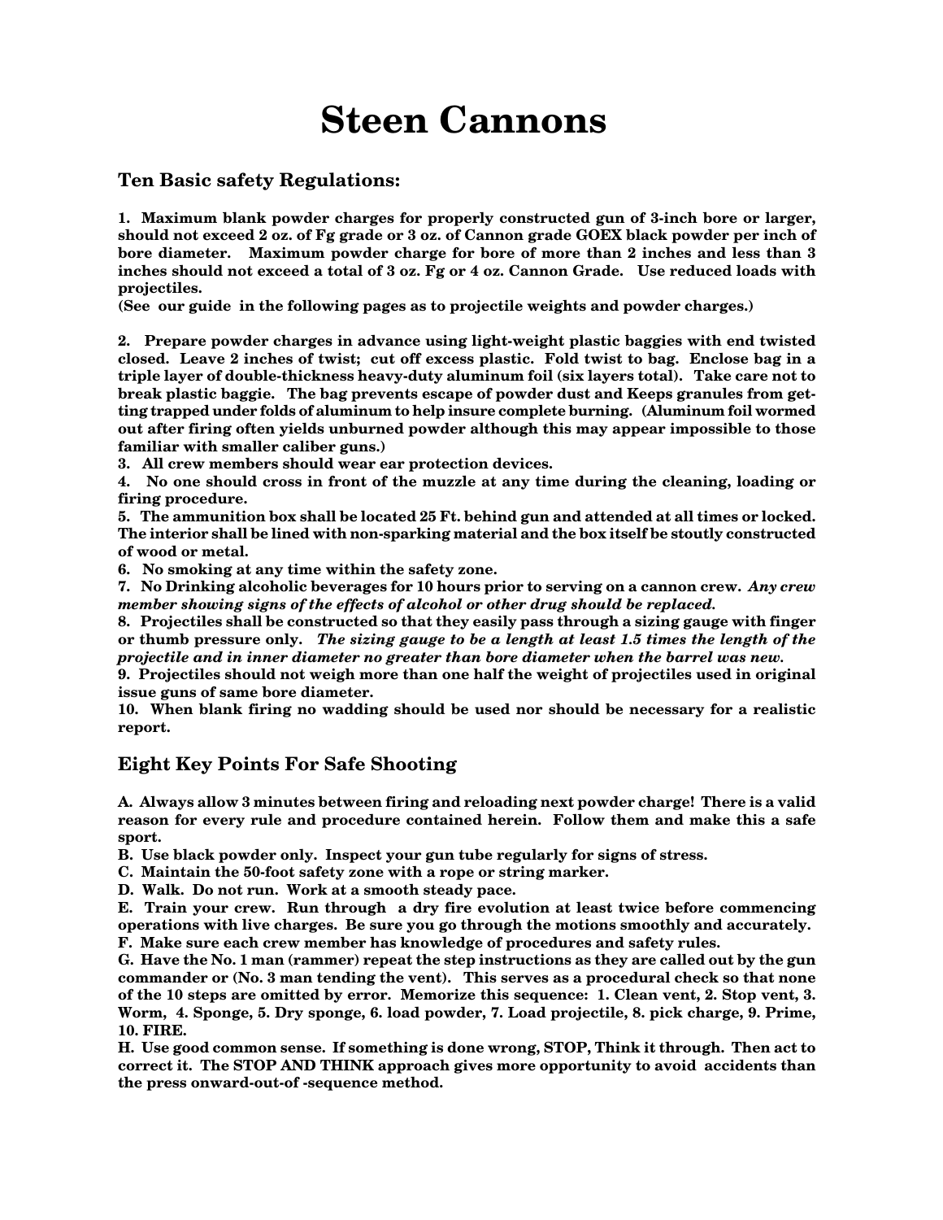# Steen Cannons

## Ten Basic safety Regulations:

**1. Maximum blank powder charges for properly constructed gun of 3-inch bore or larger, should not exceed 2 oz. of Fg grade or 3 oz. of Cannon grade GOEX black powder per inch of bore diameter. Maximum powder charge for bore of more than 2 inches and less than 3 inches should not exceed a total of 3 oz. Fg or 4 oz. Cannon Grade. Use reduced loads with projectiles.**
**(See our guide in the following pages as to projectile weights and powder charges.)**

**2. Prepare powder charges in advance using light-weight plastic baggies with end twisted closed. Leave 2 inches of twist; cut off excess plastic. Fold twist to bag. Enclose bag in a triple layer of double-thickness heavy-duty aluminum foil (six layers total). Take care not to break plastic baggie. The bag prevents escape of powder dust and Keeps granules from getting trapped under folds of aluminum to help insure complete burning. (Aluminum foil wormed out after firing often yields unburned powder although this may appear impossible to those familiar with smaller caliber guns.)**

**3. All crew members should wear ear protection devices.**

**4. No one should cross in front of the muzzle at any time during the cleaning, loading or firing procedure.**

**5. The ammunition box shall be located 25 Ft. behind gun and attended at all times or locked. The interior shall be lined with non-sparking material and the box itself be stoutly constructed of wood or metal.**

**6. No smoking at any time within the safety zone.**

**7. No Drinking alcoholic beverages for 10 hours prior to serving on a cannon crew.** ***Any crew member showing signs of the effects of alcohol or other drug should be replaced.***

**8. Projectiles shall be constructed so that they easily pass through a sizing gauge with finger or thumb pressure only.** ***The sizing gauge to be a length at least 1.5 times the length of the projectile and in inner diameter no greater than bore diameter when the barrel was new.***

**9. Projectiles should not weigh more than one half the weight of projectiles used in original issue guns of same bore diameter.**

**10. When blank firing no wadding should be used nor should be necessary for a realistic report.**

## Eight Key Points For Safe Shooting

**A. Always allow 3 minutes between firing and reloading next powder charge! There is a valid reason for every rule and procedure contained herein. Follow them and make this a safe sport.**

**B. Use black powder only. Inspect your gun tube regularly for signs of stress.**

**C. Maintain the 50-foot safety zone with a rope or string marker.**

**D. Walk. Do not run. Work at a smooth steady pace.**

**E. Train your crew. Run through a dry fire evolution at least twice before commencing operations with live charges. Be sure you go through the motions smoothly and accurately.**

**F. Make sure each crew member has knowledge of procedures and safety rules.**

**G. Have the No. 1 man (rammer) repeat the step instructions as they are called out by the gun commander or (No. 3 man tending the vent). This serves as a procedural check so that none of the 10 steps are omitted by error. Memorize this sequence: 1. Clean vent, 2. Stop vent, 3. Worm, 4. Sponge, 5. Dry sponge, 6. load powder, 7. Load projectile, 8. pick charge, 9. Prime, 10. FIRE.**

**H. Use good common sense. If something is done wrong, STOP, Think it through. Then act to correct it. The STOP AND THINK approach gives more opportunity to avoid accidents than the press onward-out-of -sequence method.**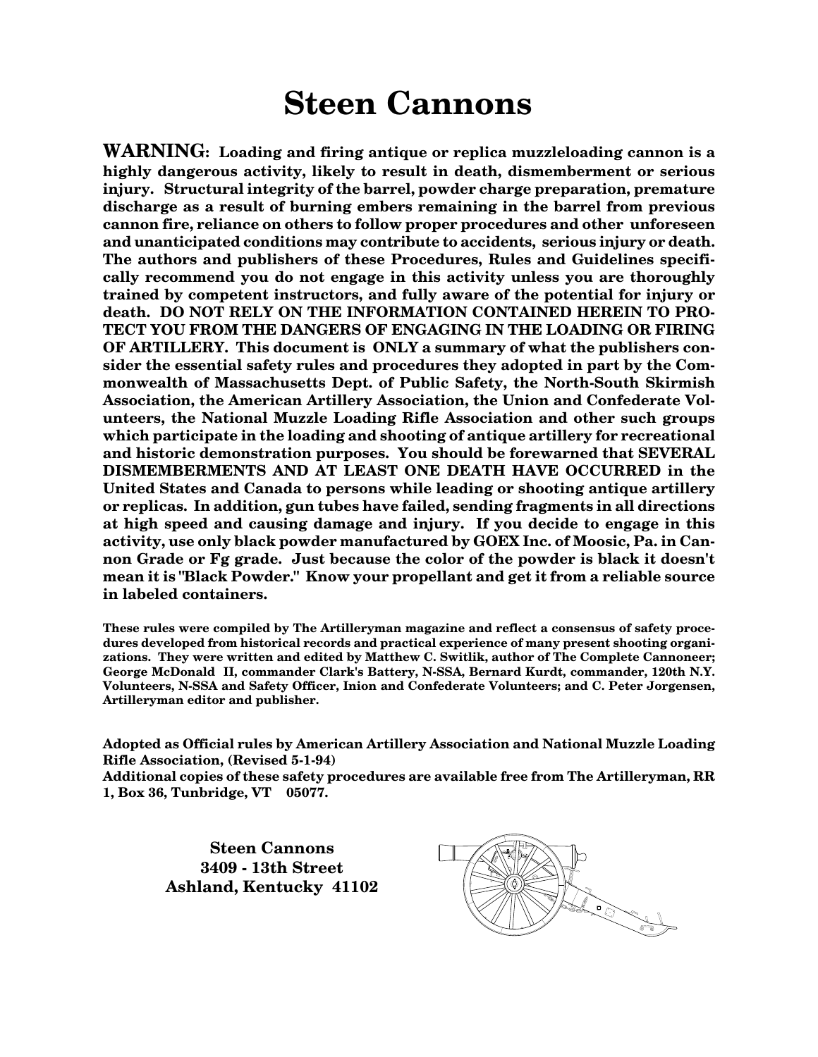# Steen Cannons

**WARNING: Loading and firing antique or replica muzzleloading cannon is a highly dangerous activity, likely to result in death, dismemberment or serious injury. Structural integrity of the barrel, powder charge preparation, premature discharge as a result of burning embers remaining in the barrel from previous cannon fire, reliance on others to follow proper procedures and other unforeseen and unanticipated conditions may contribute to accidents, serious injury or death. The authors and publishers of these Procedures, Rules and Guidelines specifically recommend you do not engage in this activity unless you are thoroughly trained by competent instructors, and fully aware of the potential for injury or death. DO NOT RELY ON THE INFORMATION CONTAINED HEREIN TO PROTECT YOU FROM THE DANGERS OF ENGAGING IN THE LOADING OR FIRING OF ARTILLERY. This document is ONLY a summary of what the publishers consider the essential safety rules and procedures they adopted in part by the Commonwealth of Massachusetts Dept. of Public Safety, the North-South Skirmish Association, the American Artillery Association, the Union and Confederate Volunteers, the National Muzzle Loading Rifle Association and other such groups which participate in the loading and shooting of antique artillery for recreational and historic demonstration purposes. You should be forewarned that SEVERAL DISMEMBERMENTS AND AT LEAST ONE DEATH HAVE OCCURRED in the United States and Canada to persons while leading or shooting antique artillery or replicas. In addition, gun tubes have failed, sending fragments in all directions at high speed and causing damage and injury. If you decide to engage in this activity, use only black powder manufactured by GOEX Inc. of Moosic, Pa. in Cannon Grade or Fg grade. Just because the color of the powder is black it doesn't mean it is "Black Powder." Know your propellant and get it from a reliable source in labeled containers.**

**These rules were compiled by The Artilleryman magazine and reflect a consensus of safety procedures developed from historical records and practical experience of many present shooting organizations. They were written and edited by Matthew C. Switlik, author of The Complete Cannoneer; George McDonald II, commander Clark's Battery, N-SSA, Bernard Kurdt, commander, 120th N.Y. Volunteers, N-SSA and Safety Officer, Inion and Confederate Volunteers; and C. Peter Jorgensen, Artilleryman editor and publisher.**

**Adopted as Official rules by American Artillery Association and National Muzzle Loading Rifle Association, (Revised 5-1-94)**
**Additional copies of these safety procedures are available free from The Artilleryman, RR 1, Box 36, Tunbridge, VT 05077.**

**Steen Cannons**
**3409 - 13th Street**
**Ashland, Kentucky 41102**